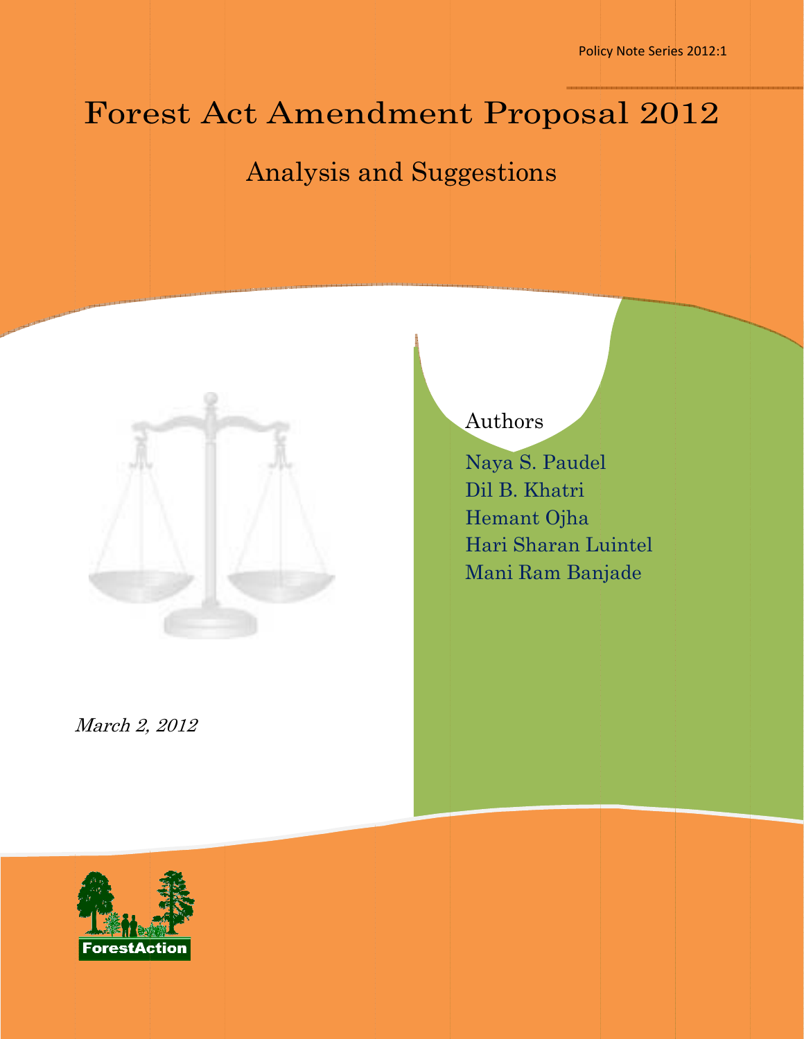Policy Note Series 2012:1

# Forest Act Amendment Proposal 2012

## Analysis and Suggestions

Authors

Naya S. Paudel
Dil B. Khatri
Hemant Ojha
Hari Sharan Luintel
Mani Ram Banjade

*March 2, 2012*

ForestAction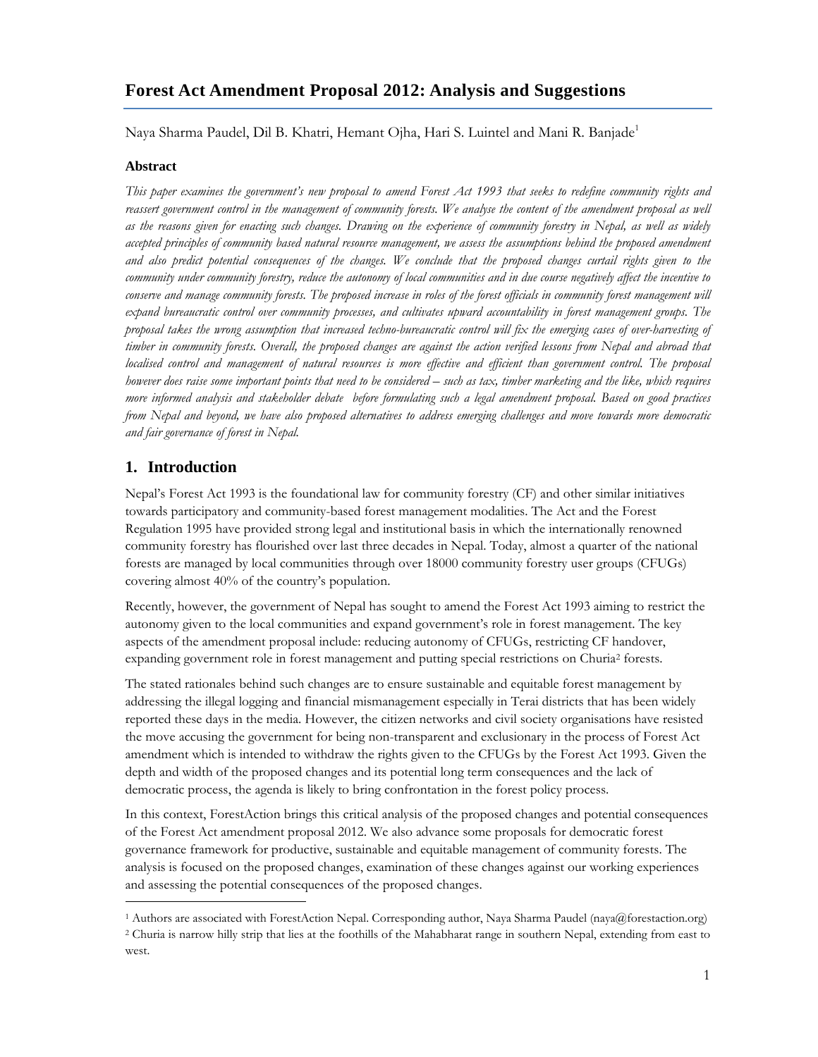# Forest Act Amendment Proposal 2012: Analysis and Suggestions

Naya Sharma Paudel, Dil B. Khatri, Hemant Ojha, Hari S. Luintel and Mani R. Banjade[1]

### Abstract

*This paper examines the government's new proposal to amend Forest Act 1993 that seeks to redefine community rights and reassert government control in the management of community forests. We analyse the content of the amendment proposal as well as the reasons given for enacting such changes. Drawing on the experience of community forestry in Nepal, as well as widely accepted principles of community based natural resource management, we assess the assumptions behind the proposed amendment and also predict potential consequences of the changes. We conclude that the proposed changes curtail rights given to the community under community forestry, reduce the autonomy of local communities and in due course negatively affect the incentive to conserve and manage community forests. The proposed increase in roles of the forest officials in community forest management will expand bureaucratic control over community processes, and cultivates upward accountability in forest management groups. The proposal takes the wrong assumption that increased techno-bureaucratic control will fix the emerging cases of over-harvesting of timber in community forests. Overall, the proposed changes are against the action verified lessons from Nepal and abroad that localised control and management of natural resources is more effective and efficient than government control. The proposal however does raise some important points that need to be considered – such as tax, timber marketing and the like, which requires more informed analysis and stakeholder debate before formulating such a legal amendment proposal. Based on good practices from Nepal and beyond, we have also proposed alternatives to address emerging challenges and move towards more democratic and fair governance of forest in Nepal.*

## 1. Introduction

Nepal's Forest Act 1993 is the foundational law for community forestry (CF) and other similar initiatives towards participatory and community-based forest management modalities. The Act and the Forest Regulation 1995 have provided strong legal and institutional basis in which the internationally renowned community forestry has flourished over last three decades in Nepal. Today, almost a quarter of the national forests are managed by local communities through over 18000 community forestry user groups (CFUGs) covering almost 40% of the country's population.

Recently, however, the government of Nepal has sought to amend the Forest Act 1993 aiming to restrict the autonomy given to the local communities and expand government's role in forest management. The key aspects of the amendment proposal include: reducing autonomy of CFUGs, restricting CF handover, expanding government role in forest management and putting special restrictions on Churia[2] forests.

The stated rationales behind such changes are to ensure sustainable and equitable forest management by addressing the illegal logging and financial mismanagement especially in Terai districts that has been widely reported these days in the media. However, the citizen networks and civil society organisations have resisted the move accusing the government for being non-transparent and exclusionary in the process of Forest Act amendment which is intended to withdraw the rights given to the CFUGs by the Forest Act 1993. Given the depth and width of the proposed changes and its potential long term consequences and the lack of democratic process, the agenda is likely to bring confrontation in the forest policy process.

In this context, ForestAction brings this critical analysis of the proposed changes and potential consequences of the Forest Act amendment proposal 2012. We also advance some proposals for democratic forest governance framework for productive, sustainable and equitable management of community forests. The analysis is focused on the proposed changes, examination of these changes against our working experiences and assessing the potential consequences of the proposed changes.

---

[1] Authors are associated with ForestAction Nepal. Corresponding author, Naya Sharma Paudel (naya@forestaction.org)

[2] Churia is narrow hilly strip that lies at the foothills of the Mahabharat range in southern Nepal, extending from east to west.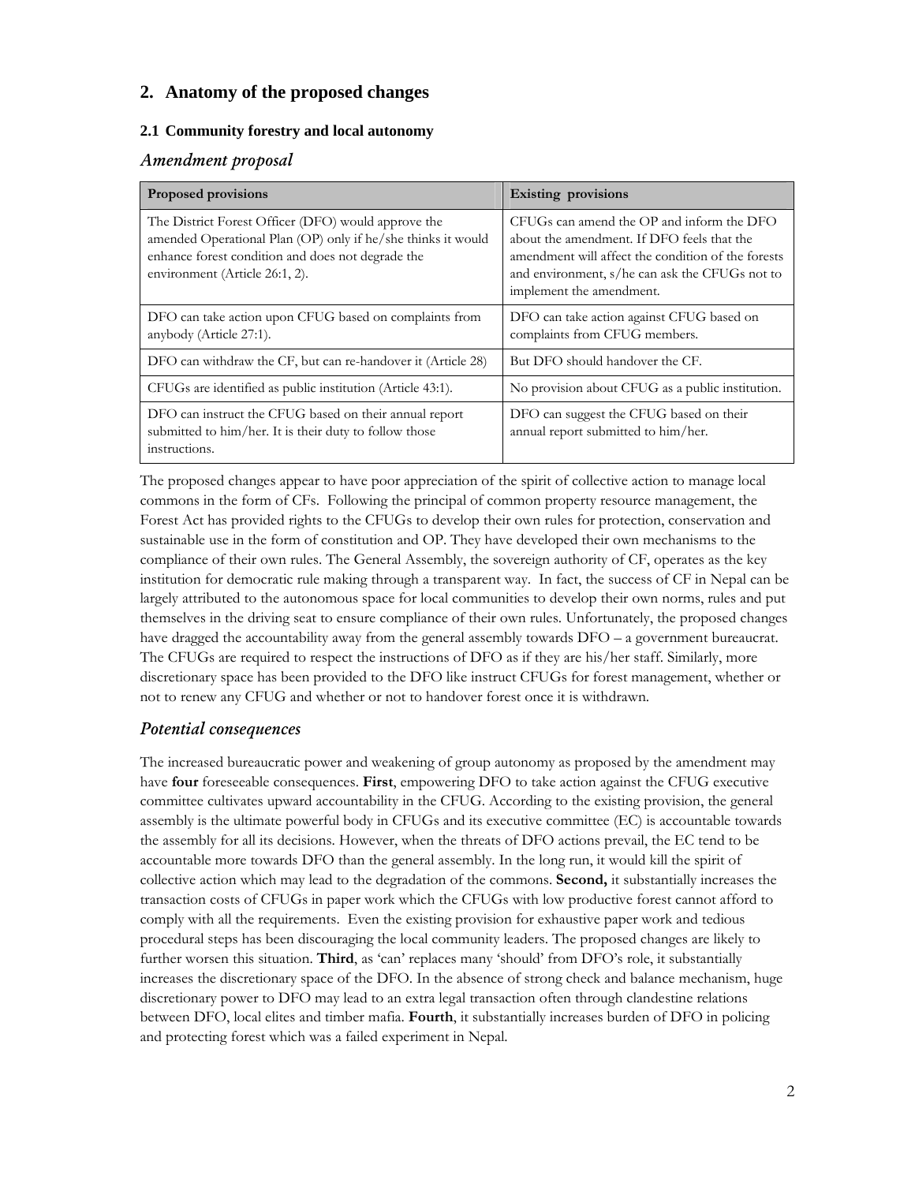## 2. Anatomy of the proposed changes

### 2.1 Community forestry and local autonomy

### *Amendment proposal*

| Proposed provisions | Existing provisions |
|---|---|
| The District Forest Officer (DFO) would approve the amended Operational Plan (OP) only if he/she thinks it would enhance forest condition and does not degrade the environment (Article 26:1, 2). | CFUGs can amend the OP and inform the DFO about the amendment. If DFO feels that the amendment will affect the condition of the forests and environment, s/he can ask the CFUGs not to implement the amendment. |
| DFO can take action upon CFUG based on complaints from anybody (Article 27:1). | DFO can take action against CFUG based on complaints from CFUG members. |
| DFO can withdraw the CF, but can re-handover it (Article 28) | But DFO should handover the CF. |
| CFUGs are identified as public institution (Article 43:1). | No provision about CFUG as a public institution. |
| DFO can instruct the CFUG based on their annual report submitted to him/her. It is their duty to follow those instructions. | DFO can suggest the CFUG based on their annual report submitted to him/her. |

The proposed changes appear to have poor appreciation of the spirit of collective action to manage local commons in the form of CFs. Following the principal of common property resource management, the Forest Act has provided rights to the CFUGs to develop their own rules for protection, conservation and sustainable use in the form of constitution and OP. They have developed their own mechanisms to the compliance of their own rules. The General Assembly, the sovereign authority of CF, operates as the key institution for democratic rule making through a transparent way. In fact, the success of CF in Nepal can be largely attributed to the autonomous space for local communities to develop their own norms, rules and put themselves in the driving seat to ensure compliance of their own rules. Unfortunately, the proposed changes have dragged the accountability away from the general assembly towards DFO – a government bureaucrat. The CFUGs are required to respect the instructions of DFO as if they are his/her staff. Similarly, more discretionary space has been provided to the DFO like instruct CFUGs for forest management, whether or not to renew any CFUG and whether or not to handover forest once it is withdrawn.

### *Potential consequences*

The increased bureaucratic power and weakening of group autonomy as proposed by the amendment may have **four** foreseeable consequences. **First**, empowering DFO to take action against the CFUG executive committee cultivates upward accountability in the CFUG. According to the existing provision, the general assembly is the ultimate powerful body in CFUGs and its executive committee (EC) is accountable towards the assembly for all its decisions. However, when the threats of DFO actions prevail, the EC tend to be accountable more towards DFO than the general assembly. In the long run, it would kill the spirit of collective action which may lead to the degradation of the commons. **Second,** it substantially increases the transaction costs of CFUGs in paper work which the CFUGs with low productive forest cannot afford to comply with all the requirements. Even the existing provision for exhaustive paper work and tedious procedural steps has been discouraging the local community leaders. The proposed changes are likely to further worsen this situation. **Third**, as 'can' replaces many 'should' from DFO's role, it substantially increases the discretionary space of the DFO. In the absence of strong check and balance mechanism, huge discretionary power to DFO may lead to an extra legal transaction often through clandestine relations between DFO, local elites and timber mafia. **Fourth**, it substantially increases burden of DFO in policing and protecting forest which was a failed experiment in Nepal.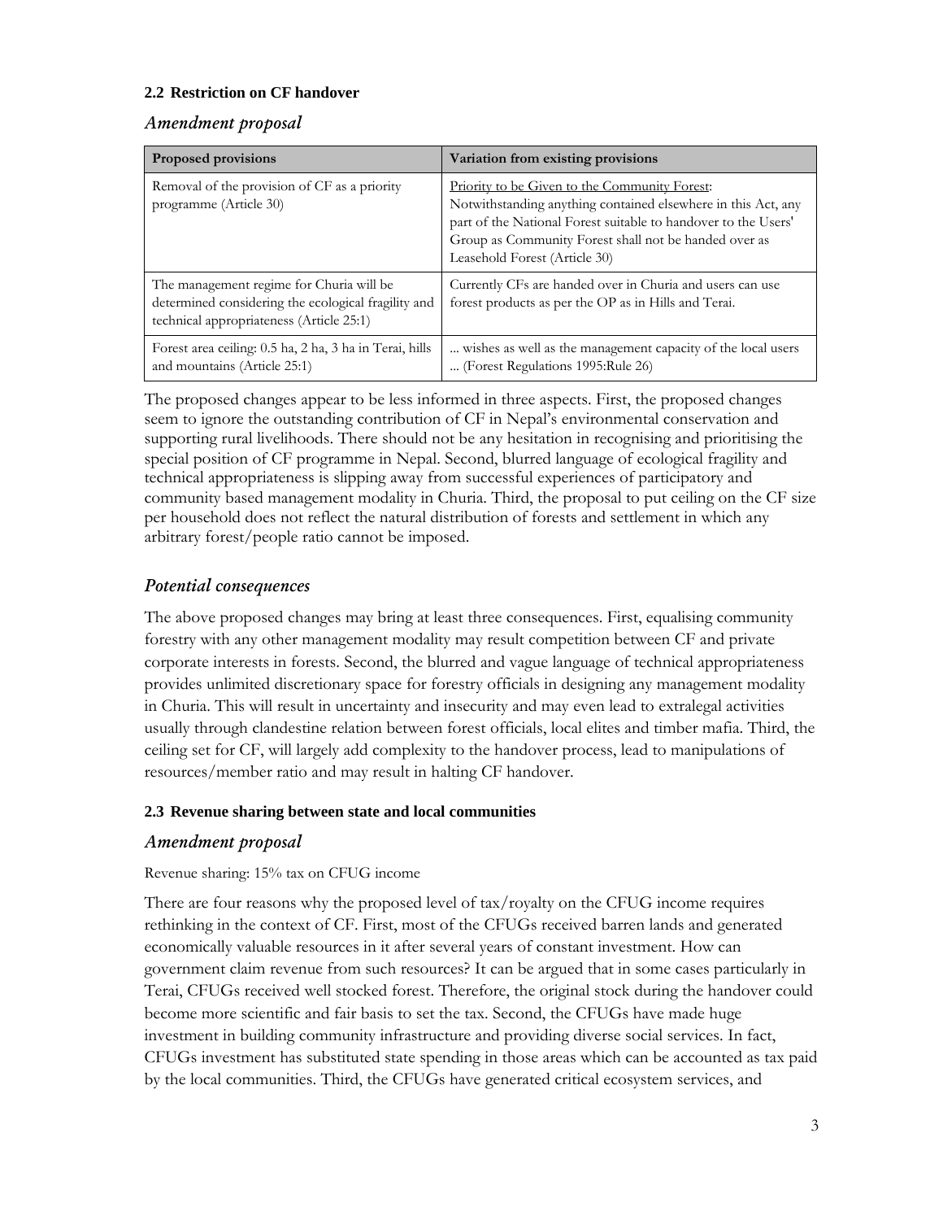### 2.2 Restriction on CF handover

#### *Amendment proposal*

| Proposed provisions | Variation from existing provisions |
|---|---|
| Removal of the provision of CF as a priority programme (Article 30) | Priority to be Given to the Community Forest: Notwithstanding anything contained elsewhere in this Act, any part of the National Forest suitable to handover to the Users' Group as Community Forest shall not be handed over as Leasehold Forest (Article 30) |
| The management regime for Churia will be determined considering the ecological fragility and technical appropriateness (Article 25:1) | Currently CFs are handed over in Churia and users can use forest products as per the OP as in Hills and Terai. |
| Forest area ceiling: 0.5 ha, 2 ha, 3 ha in Terai, hills and mountains (Article 25:1) | ... wishes as well as the management capacity of the local users ... (Forest Regulations 1995:Rule 26) |

The proposed changes appear to be less informed in three aspects. First, the proposed changes seem to ignore the outstanding contribution of CF in Nepal's environmental conservation and supporting rural livelihoods. There should not be any hesitation in recognising and prioritising the special position of CF programme in Nepal. Second, blurred language of ecological fragility and technical appropriateness is slipping away from successful experiences of participatory and community based management modality in Churia. Third, the proposal to put ceiling on the CF size per household does not reflect the natural distribution of forests and settlement in which any arbitrary forest/people ratio cannot be imposed.

#### *Potential consequences*

The above proposed changes may bring at least three consequences. First, equalising community forestry with any other management modality may result competition between CF and private corporate interests in forests. Second, the blurred and vague language of technical appropriateness provides unlimited discretionary space for forestry officials in designing any management modality in Churia. This will result in uncertainty and insecurity and may even lead to extralegal activities usually through clandestine relation between forest officials, local elites and timber mafia. Third, the ceiling set for CF, will largely add complexity to the handover process, lead to manipulations of resources/member ratio and may result in halting CF handover.

### 2.3 Revenue sharing between state and local communities

#### *Amendment proposal*

Revenue sharing: 15% tax on CFUG income

There are four reasons why the proposed level of tax/royalty on the CFUG income requires rethinking in the context of CF. First, most of the CFUGs received barren lands and generated economically valuable resources in it after several years of constant investment. How can government claim revenue from such resources? It can be argued that in some cases particularly in Terai, CFUGs received well stocked forest. Therefore, the original stock during the handover could become more scientific and fair basis to set the tax. Second, the CFUGs have made huge investment in building community infrastructure and providing diverse social services. In fact, CFUGs investment has substituted state spending in those areas which can be accounted as tax paid by the local communities. Third, the CFUGs have generated critical ecosystem services, and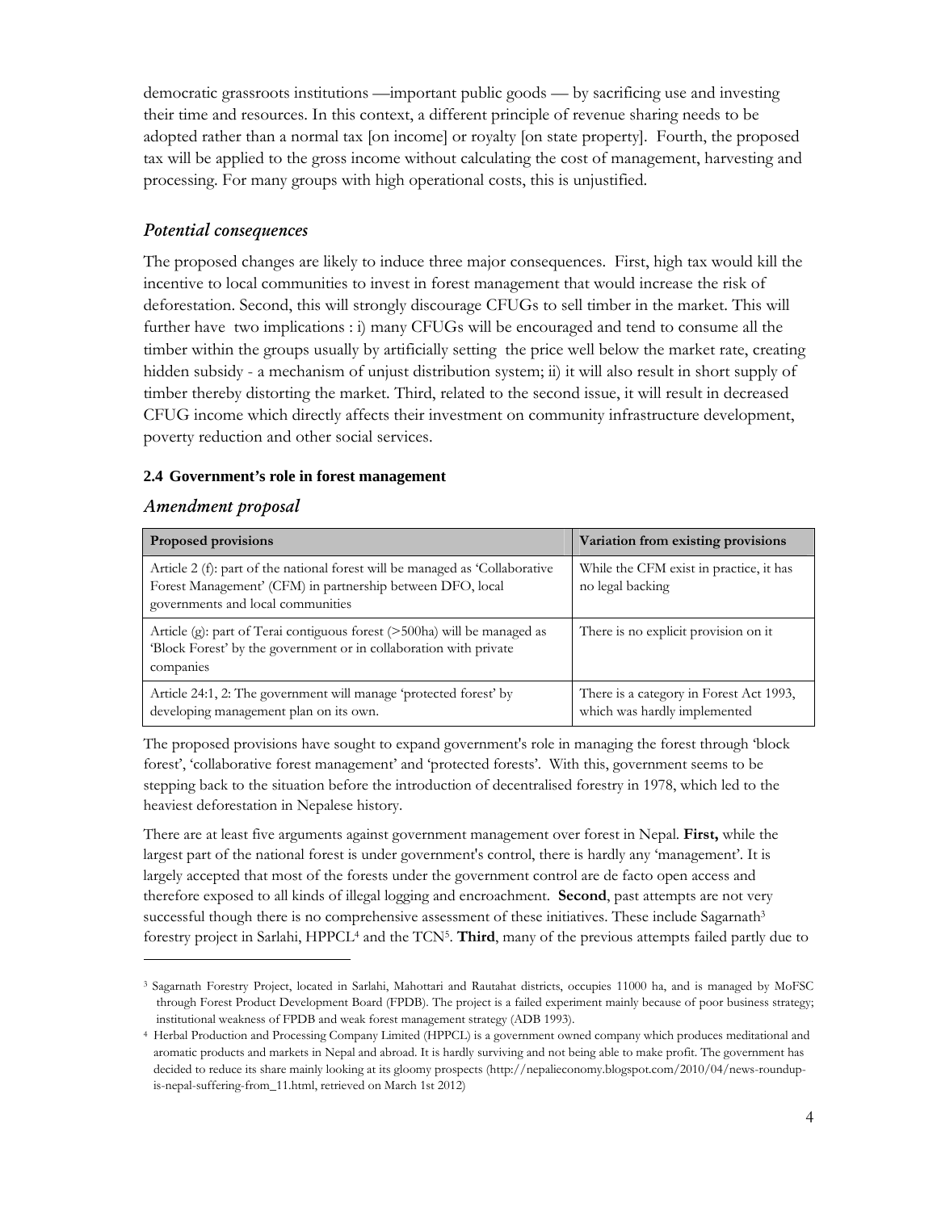democratic grassroots institutions —important public goods — by sacrificing use and investing their time and resources. In this context, a different principle of revenue sharing needs to be adopted rather than a normal tax [on income] or royalty [on state property]. Fourth, the proposed tax will be applied to the gross income without calculating the cost of management, harvesting and processing. For many groups with high operational costs, this is unjustified.

### *Potential consequences*

The proposed changes are likely to induce three major consequences. First, high tax would kill the incentive to local communities to invest in forest management that would increase the risk of deforestation. Second, this will strongly discourage CFUGs to sell timber in the market. This will further have two implications : i) many CFUGs will be encouraged and tend to consume all the timber within the groups usually by artificially setting the price well below the market rate, creating hidden subsidy - a mechanism of unjust distribution system; ii) it will also result in short supply of timber thereby distorting the market. Third, related to the second issue, it will result in decreased CFUG income which directly affects their investment on community infrastructure development, poverty reduction and other social services.

## 2.4 Government's role in forest management

### *Amendment proposal*

| Proposed provisions | Variation from existing provisions |
|---|---|
| Article 2 (f): part of the national forest will be managed as 'Collaborative Forest Management' (CFM) in partnership between DFO, local governments and local communities | While the CFM exist in practice, it has no legal backing |
| Article (g): part of Terai contiguous forest (>500ha) will be managed as 'Block Forest' by the government or in collaboration with private companies | There is no explicit provision on it |
| Article 24:1, 2: The government will manage 'protected forest' by developing management plan on its own. | There is a category in Forest Act 1993, which was hardly implemented |

The proposed provisions have sought to expand government's role in managing the forest through 'block forest', 'collaborative forest management' and 'protected forests'. With this, government seems to be stepping back to the situation before the introduction of decentralised forestry in 1978, which led to the heaviest deforestation in Nepalese history.

There are at least five arguments against government management over forest in Nepal. **First,** while the largest part of the national forest is under government's control, there is hardly any 'management'. It is largely accepted that most of the forests under the government control are de facto open access and therefore exposed to all kinds of illegal logging and encroachment. **Second**, past attempts are not very successful though there is no comprehensive assessment of these initiatives. These include Sagarnath[3] forestry project in Sarlahi, HPPCL[4] and the TCN[5]. **Third**, many of the previous attempts failed partly due to

---

[3] Sagarnath Forestry Project, located in Sarlahi, Mahottari and Rautahat districts, occupies 11000 ha, and is managed by MoFSC through Forest Product Development Board (FPDB). The project is a failed experiment mainly because of poor business strategy; institutional weakness of FPDB and weak forest management strategy (ADB 1993).

[4] Herbal Production and Processing Company Limited (HPPCL) is a government owned company which produces meditational and aromatic products and markets in Nepal and abroad. It is hardly surviving and not being able to make profit. The government has decided to reduce its share mainly looking at its gloomy prospects (http://nepalieconomy.blogspot.com/2010/04/news-roundup-is-nepal-suffering-from_11.html, retrieved on March 1st 2012)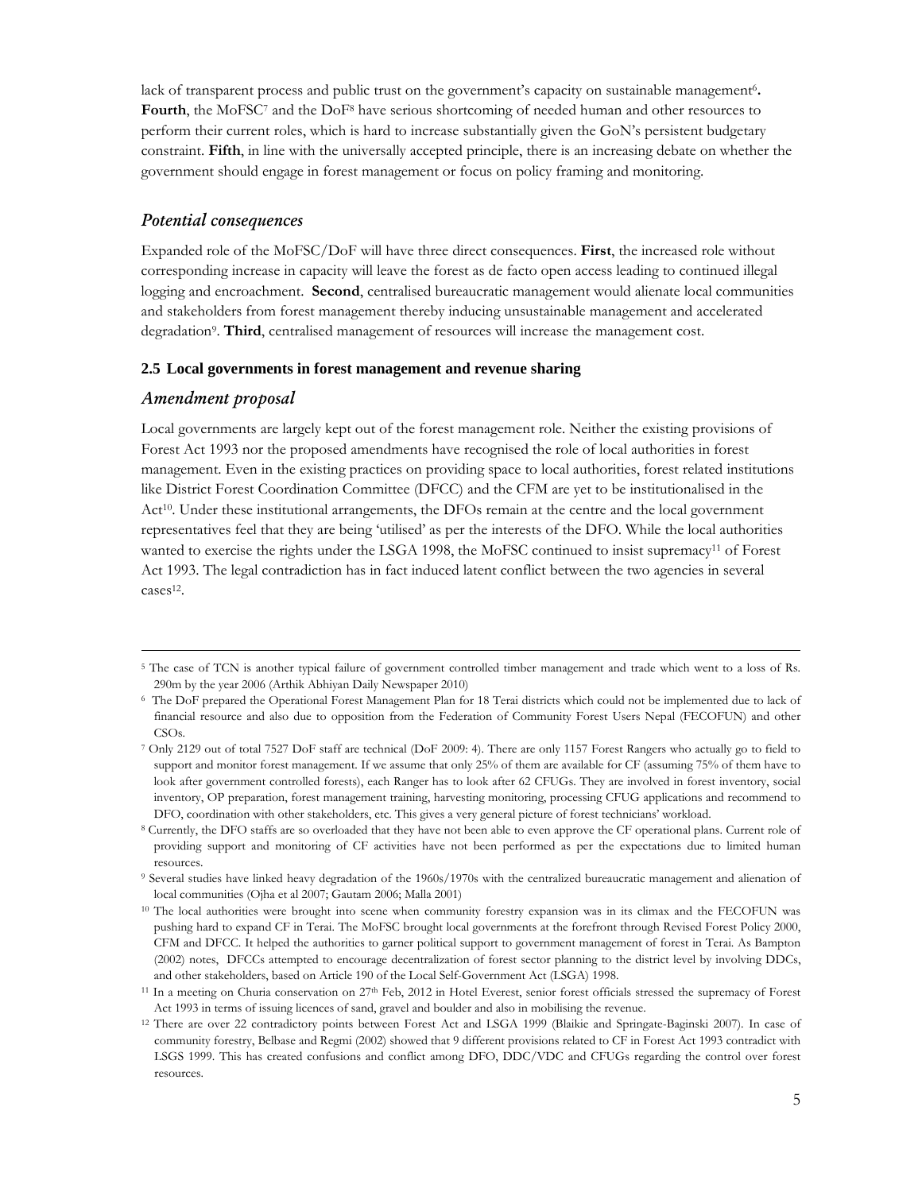lack of transparent process and public trust on the government's capacity on sustainable management[6]. **Fourth**, the MoFSC[7] and the DoF[8] have serious shortcoming of needed human and other resources to perform their current roles, which is hard to increase substantially given the GoN's persistent budgetary constraint. **Fifth**, in line with the universally accepted principle, there is an increasing debate on whether the government should engage in forest management or focus on policy framing and monitoring.

### *Potential consequences*

Expanded role of the MoFSC/DoF will have three direct consequences. **First**, the increased role without corresponding increase in capacity will leave the forest as de facto open access leading to continued illegal logging and encroachment. **Second**, centralised bureaucratic management would alienate local communities and stakeholders from forest management thereby inducing unsustainable management and accelerated degradation[9]. **Third**, centralised management of resources will increase the management cost.

## 2.5 Local governments in forest management and revenue sharing

### *Amendment proposal*

Local governments are largely kept out of the forest management role. Neither the existing provisions of Forest Act 1993 nor the proposed amendments have recognised the role of local authorities in forest management. Even in the existing practices on providing space to local authorities, forest related institutions like District Forest Coordination Committee (DFCC) and the CFM are yet to be institutionalised in the Act[10]. Under these institutional arrangements, the DFOs remain at the centre and the local government representatives feel that they are being 'utilised' as per the interests of the DFO. While the local authorities wanted to exercise the rights under the LSGA 1998, the MoFSC continued to insist supremacy[11] of Forest Act 1993. The legal contradiction has in fact induced latent conflict between the two agencies in several cases[12].

---

[5] The case of TCN is another typical failure of government controlled timber management and trade which went to a loss of Rs. 290m by the year 2006 (Arthik Abhiyan Daily Newspaper 2010)

[6] The DoF prepared the Operational Forest Management Plan for 18 Terai districts which could not be implemented due to lack of financial resource and also due to opposition from the Federation of Community Forest Users Nepal (FECOFUN) and other CSOs.

[7] Only 2129 out of total 7527 DoF staff are technical (DoF 2009: 4). There are only 1157 Forest Rangers who actually go to field to support and monitor forest management. If we assume that only 25% of them are available for CF (assuming 75% of them have to look after government controlled forests), each Ranger has to look after 62 CFUGs. They are involved in forest inventory, social inventory, OP preparation, forest management training, harvesting monitoring, processing CFUG applications and recommend to DFO, coordination with other stakeholders, etc. This gives a very general picture of forest technicians' workload.

[8] Currently, the DFO staffs are so overloaded that they have not been able to even approve the CF operational plans. Current role of providing support and monitoring of CF activities have not been performed as per the expectations due to limited human resources.

[9] Several studies have linked heavy degradation of the 1960s/1970s with the centralized bureaucratic management and alienation of local communities (Ojha et al 2007; Gautam 2006; Malla 2001)

[10] The local authorities were brought into scene when community forestry expansion was in its climax and the FECOFUN was pushing hard to expand CF in Terai. The MoFSC brought local governments at the forefront through Revised Forest Policy 2000, CFM and DFCC. It helped the authorities to garner political support to government management of forest in Terai. As Bampton (2002) notes, DFCCs attempted to encourage decentralization of forest sector planning to the district level by involving DDCs, and other stakeholders, based on Article 190 of the Local Self-Government Act (LSGA) 1998.

[11] In a meeting on Churia conservation on 27th Feb, 2012 in Hotel Everest, senior forest officials stressed the supremacy of Forest Act 1993 in terms of issuing licences of sand, gravel and boulder and also in mobilising the revenue.

[12] There are over 22 contradictory points between Forest Act and LSGA 1999 (Blaikie and Springate-Baginski 2007). In case of community forestry, Belbase and Regmi (2002) showed that 9 different provisions related to CF in Forest Act 1993 contradict with LSGS 1999. This has created confusions and conflict among DFO, DDC/VDC and CFUGs regarding the control over forest resources.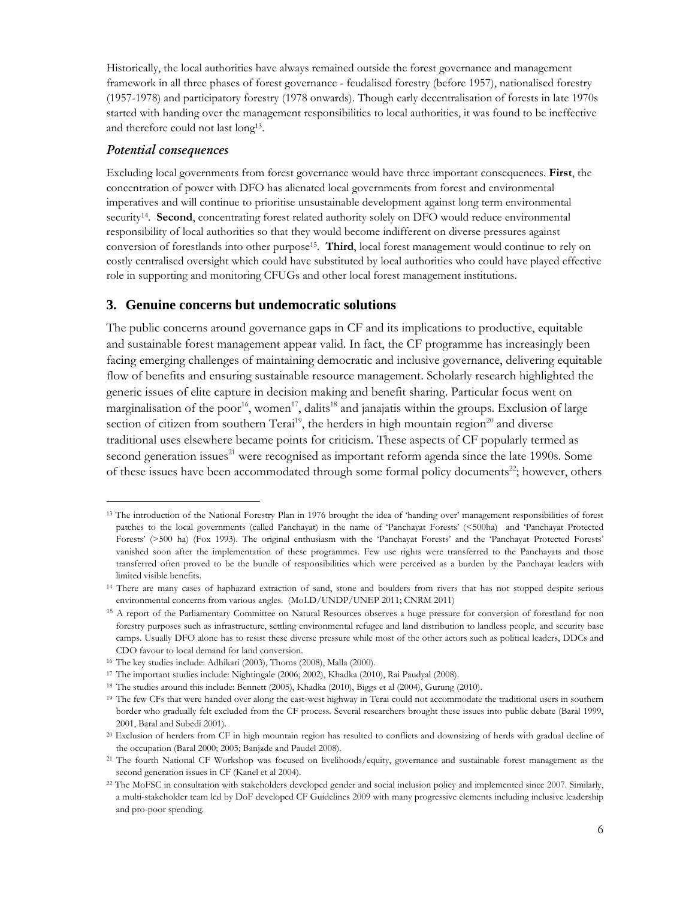Historically, the local authorities have always remained outside the forest governance and management framework in all three phases of forest governance - feudalised forestry (before 1957), nationalised forestry (1957-1978) and participatory forestry (1978 onwards). Though early decentralisation of forests in late 1970s started with handing over the management responsibilities to local authorities, it was found to be ineffective and therefore could not last long[13].

### *Potential consequences*

Excluding local governments from forest governance would have three important consequences. **First**, the concentration of power with DFO has alienated local governments from forest and environmental imperatives and will continue to prioritise unsustainable development against long term environmental security[14]. **Second**, concentrating forest related authority solely on DFO would reduce environmental responsibility of local authorities so that they would become indifferent on diverse pressures against conversion of forestlands into other purpose[15]. **Third**, local forest management would continue to rely on costly centralised oversight which could have substituted by local authorities who could have played effective role in supporting and monitoring CFUGs and other local forest management institutions.

## 3. Genuine concerns but undemocratic solutions

The public concerns around governance gaps in CF and its implications to productive, equitable and sustainable forest management appear valid. In fact, the CF programme has increasingly been facing emerging challenges of maintaining democratic and inclusive governance, delivering equitable flow of benefits and ensuring sustainable resource management. Scholarly research highlighted the generic issues of elite capture in decision making and benefit sharing. Particular focus went on marginalisation of the poor[16], women[17], dalits[18] and janajatis within the groups. Exclusion of large section of citizen from southern Terai[19], the herders in high mountain region[20] and diverse traditional uses elsewhere became points for criticism. These aspects of CF popularly termed as second generation issues[21] were recognised as important reform agenda since the late 1990s. Some of these issues have been accommodated through some formal policy documents[22]; however, others

---

[13] The introduction of the National Forestry Plan in 1976 brought the idea of 'handing over' management responsibilities of forest patches to the local governments (called Panchayat) in the name of 'Panchayat Forests' (<500ha) and 'Panchayat Protected Forests' (>500 ha) (Fox 1993). The original enthusiasm with the 'Panchayat Forests' and the 'Panchayat Protected Forests' vanished soon after the implementation of these programmes. Few use rights were transferred to the Panchayats and those transferred often proved to be the bundle of responsibilities which were perceived as a burden by the Panchayat leaders with limited visible benefits.

[14] There are many cases of haphazard extraction of sand, stone and boulders from rivers that has not stopped despite serious environmental concerns from various angles. (MoLD/UNDP/UNEP 2011; CNRM 2011)

[15] A report of the Parliamentary Committee on Natural Resources observes a huge pressure for conversion of forestland for non forestry purposes such as infrastructure, settling environmental refugee and land distribution to landless people, and security base camps. Usually DFO alone has to resist these diverse pressure while most of the other actors such as political leaders, DDCs and CDO favour to local demand for land conversion.

[16] The key studies include: Adhikari (2003), Thoms (2008), Malla (2000).

[17] The important studies include: Nightingale (2006; 2002), Khadka (2010), Rai Paudyal (2008).

[18] The studies around this include: Bennett (2005), Khadka (2010), Biggs et al (2004), Gurung (2010).

[19] The few CFs that were handed over along the east-west highway in Terai could not accommodate the traditional users in southern border who gradually felt excluded from the CF process. Several researchers brought these issues into public debate (Baral 1999, 2001, Baral and Subedi 2001).

[20] Exclusion of herders from CF in high mountain region has resulted to conflicts and downsizing of herds with gradual decline of the occupation (Baral 2000; 2005; Banjade and Paudel 2008).

[21] The fourth National CF Workshop was focused on livelihoods/equity, governance and sustainable forest management as the second generation issues in CF (Kanel et al 2004).

[22] The MoFSC in consultation with stakeholders developed gender and social inclusion policy and implemented since 2007. Similarly, a multi-stakeholder team led by DoF developed CF Guidelines 2009 with many progressive elements including inclusive leadership and pro-poor spending.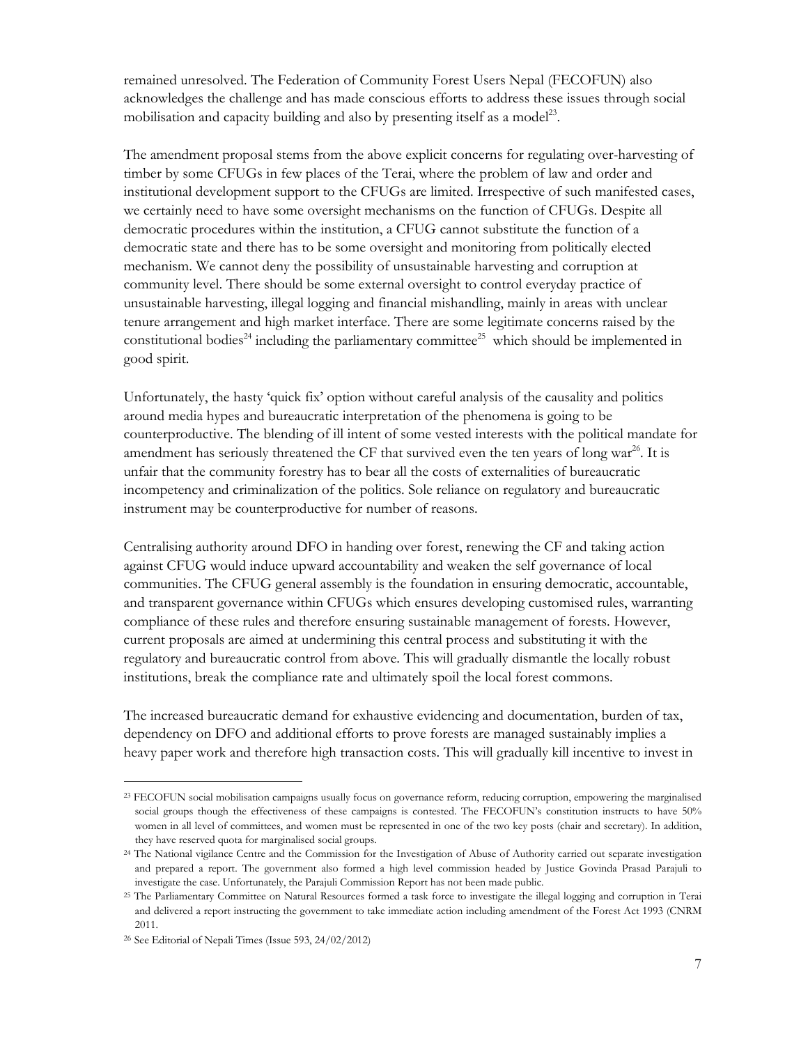remained unresolved. The Federation of Community Forest Users Nepal (FECOFUN) also acknowledges the challenge and has made conscious efforts to address these issues through social mobilisation and capacity building and also by presenting itself as a model[23].

The amendment proposal stems from the above explicit concerns for regulating over-harvesting of timber by some CFUGs in few places of the Terai, where the problem of law and order and institutional development support to the CFUGs are limited. Irrespective of such manifested cases, we certainly need to have some oversight mechanisms on the function of CFUGs. Despite all democratic procedures within the institution, a CFUG cannot substitute the function of a democratic state and there has to be some oversight and monitoring from politically elected mechanism. We cannot deny the possibility of unsustainable harvesting and corruption at community level. There should be some external oversight to control everyday practice of unsustainable harvesting, illegal logging and financial mishandling, mainly in areas with unclear tenure arrangement and high market interface. There are some legitimate concerns raised by the constitutional bodies[24] including the parliamentary committee[25] which should be implemented in good spirit.

Unfortunately, the hasty 'quick fix' option without careful analysis of the causality and politics around media hypes and bureaucratic interpretation of the phenomena is going to be counterproductive. The blending of ill intent of some vested interests with the political mandate for amendment has seriously threatened the CF that survived even the ten years of long war[26]. It is unfair that the community forestry has to bear all the costs of externalities of bureaucratic incompetency and criminalization of the politics. Sole reliance on regulatory and bureaucratic instrument may be counterproductive for number of reasons.

Centralising authority around DFO in handing over forest, renewing the CF and taking action against CFUG would induce upward accountability and weaken the self governance of local communities. The CFUG general assembly is the foundation in ensuring democratic, accountable, and transparent governance within CFUGs which ensures developing customised rules, warranting compliance of these rules and therefore ensuring sustainable management of forests. However, current proposals are aimed at undermining this central process and substituting it with the regulatory and bureaucratic control from above. This will gradually dismantle the locally robust institutions, break the compliance rate and ultimately spoil the local forest commons.

The increased bureaucratic demand for exhaustive evidencing and documentation, burden of tax, dependency on DFO and additional efforts to prove forests are managed sustainably implies a heavy paper work and therefore high transaction costs. This will gradually kill incentive to invest in

---

[23] FECOFUN social mobilisation campaigns usually focus on governance reform, reducing corruption, empowering the marginalised social groups though the effectiveness of these campaigns is contested. The FECOFUN's constitution instructs to have 50% women in all level of committees, and women must be represented in one of the two key posts (chair and secretary). In addition, they have reserved quota for marginalised social groups.

[24] The National vigilance Centre and the Commission for the Investigation of Abuse of Authority carried out separate investigation and prepared a report. The government also formed a high level commission headed by Justice Govinda Prasad Parajuli to investigate the case. Unfortunately, the Parajuli Commission Report has not been made public.

[25] The Parliamentary Committee on Natural Resources formed a task force to investigate the illegal logging and corruption in Terai and delivered a report instructing the government to take immediate action including amendment of the Forest Act 1993 (CNRM 2011.

[26] See Editorial of Nepali Times (Issue 593, 24/02/2012)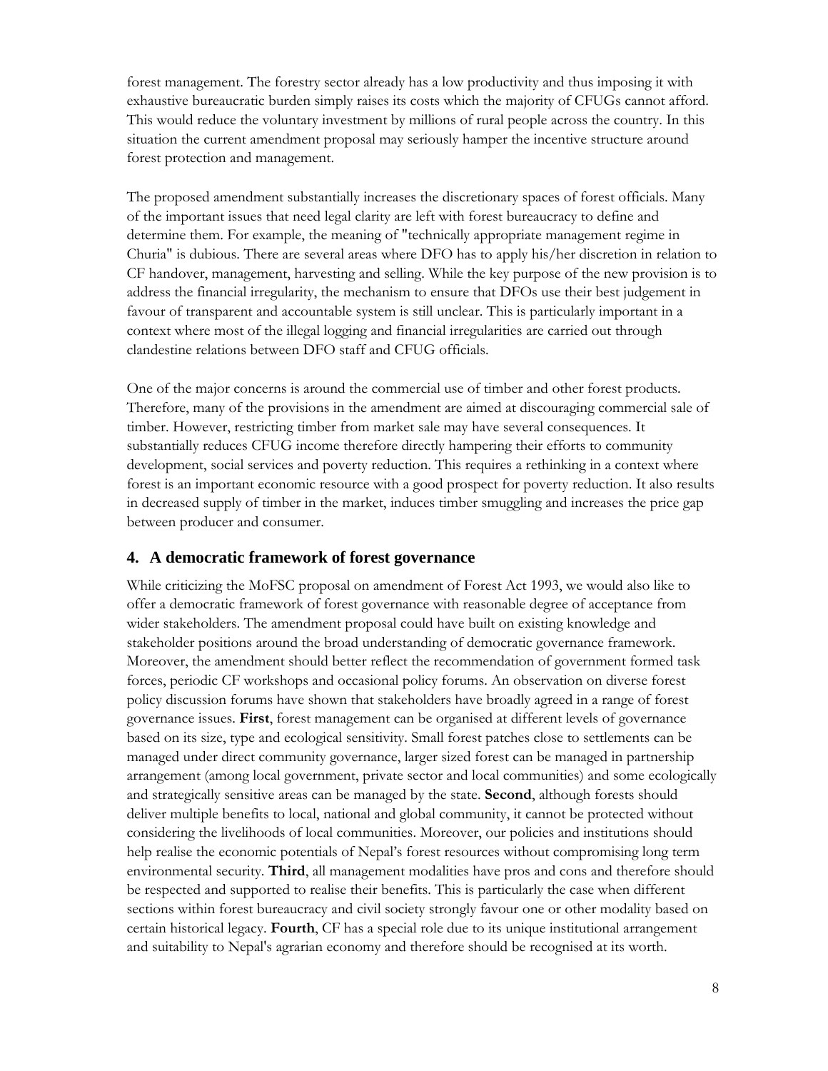forest management. The forestry sector already has a low productivity and thus imposing it with exhaustive bureaucratic burden simply raises its costs which the majority of CFUGs cannot afford. This would reduce the voluntary investment by millions of rural people across the country. In this situation the current amendment proposal may seriously hamper the incentive structure around forest protection and management.

The proposed amendment substantially increases the discretionary spaces of forest officials. Many of the important issues that need legal clarity are left with forest bureaucracy to define and determine them. For example, the meaning of "technically appropriate management regime in Churia" is dubious. There are several areas where DFO has to apply his/her discretion in relation to CF handover, management, harvesting and selling. While the key purpose of the new provision is to address the financial irregularity, the mechanism to ensure that DFOs use their best judgement in favour of transparent and accountable system is still unclear. This is particularly important in a context where most of the illegal logging and financial irregularities are carried out through clandestine relations between DFO staff and CFUG officials.

One of the major concerns is around the commercial use of timber and other forest products. Therefore, many of the provisions in the amendment are aimed at discouraging commercial sale of timber. However, restricting timber from market sale may have several consequences. It substantially reduces CFUG income therefore directly hampering their efforts to community development, social services and poverty reduction. This requires a rethinking in a context where forest is an important economic resource with a good prospect for poverty reduction. It also results in decreased supply of timber in the market, induces timber smuggling and increases the price gap between producer and consumer.

## 4. A democratic framework of forest governance

While criticizing the MoFSC proposal on amendment of Forest Act 1993, we would also like to offer a democratic framework of forest governance with reasonable degree of acceptance from wider stakeholders. The amendment proposal could have built on existing knowledge and stakeholder positions around the broad understanding of democratic governance framework. Moreover, the amendment should better reflect the recommendation of government formed task forces, periodic CF workshops and occasional policy forums. An observation on diverse forest policy discussion forums have shown that stakeholders have broadly agreed in a range of forest governance issues. **First**, forest management can be organised at different levels of governance based on its size, type and ecological sensitivity. Small forest patches close to settlements can be managed under direct community governance, larger sized forest can be managed in partnership arrangement (among local government, private sector and local communities) and some ecologically and strategically sensitive areas can be managed by the state. **Second**, although forests should deliver multiple benefits to local, national and global community, it cannot be protected without considering the livelihoods of local communities. Moreover, our policies and institutions should help realise the economic potentials of Nepal's forest resources without compromising long term environmental security. **Third**, all management modalities have pros and cons and therefore should be respected and supported to realise their benefits. This is particularly the case when different sections within forest bureaucracy and civil society strongly favour one or other modality based on certain historical legacy. **Fourth**, CF has a special role due to its unique institutional arrangement and suitability to Nepal's agrarian economy and therefore should be recognised at its worth.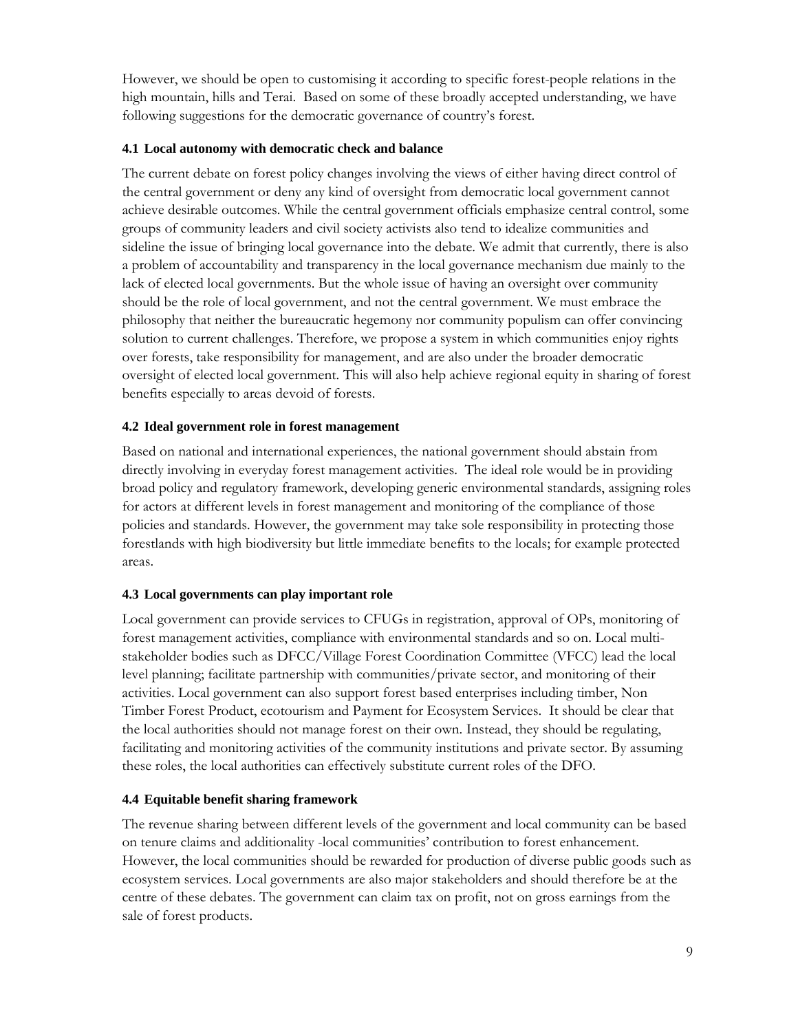However, we should be open to customising it according to specific forest-people relations in the high mountain, hills and Terai. Based on some of these broadly accepted understanding, we have following suggestions for the democratic governance of country's forest.

### 4.1 Local autonomy with democratic check and balance

The current debate on forest policy changes involving the views of either having direct control of the central government or deny any kind of oversight from democratic local government cannot achieve desirable outcomes. While the central government officials emphasize central control, some groups of community leaders and civil society activists also tend to idealize communities and sideline the issue of bringing local governance into the debate. We admit that currently, there is also a problem of accountability and transparency in the local governance mechanism due mainly to the lack of elected local governments. But the whole issue of having an oversight over community should be the role of local government, and not the central government. We must embrace the philosophy that neither the bureaucratic hegemony nor community populism can offer convincing solution to current challenges. Therefore, we propose a system in which communities enjoy rights over forests, take responsibility for management, and are also under the broader democratic oversight of elected local government. This will also help achieve regional equity in sharing of forest benefits especially to areas devoid of forests.

### 4.2 Ideal government role in forest management

Based on national and international experiences, the national government should abstain from directly involving in everyday forest management activities. The ideal role would be in providing broad policy and regulatory framework, developing generic environmental standards, assigning roles for actors at different levels in forest management and monitoring of the compliance of those policies and standards. However, the government may take sole responsibility in protecting those forestlands with high biodiversity but little immediate benefits to the locals; for example protected areas.

### 4.3 Local governments can play important role

Local government can provide services to CFUGs in registration, approval of OPs, monitoring of forest management activities, compliance with environmental standards and so on. Local multi-stakeholder bodies such as DFCC/Village Forest Coordination Committee (VFCC) lead the local level planning; facilitate partnership with communities/private sector, and monitoring of their activities. Local government can also support forest based enterprises including timber, Non Timber Forest Product, ecotourism and Payment for Ecosystem Services. It should be clear that the local authorities should not manage forest on their own. Instead, they should be regulating, facilitating and monitoring activities of the community institutions and private sector. By assuming these roles, the local authorities can effectively substitute current roles of the DFO.

### 4.4 Equitable benefit sharing framework

The revenue sharing between different levels of the government and local community can be based on tenure claims and additionality -local communities' contribution to forest enhancement. However, the local communities should be rewarded for production of diverse public goods such as ecosystem services. Local governments are also major stakeholders and should therefore be at the centre of these debates. The government can claim tax on profit, not on gross earnings from the sale of forest products.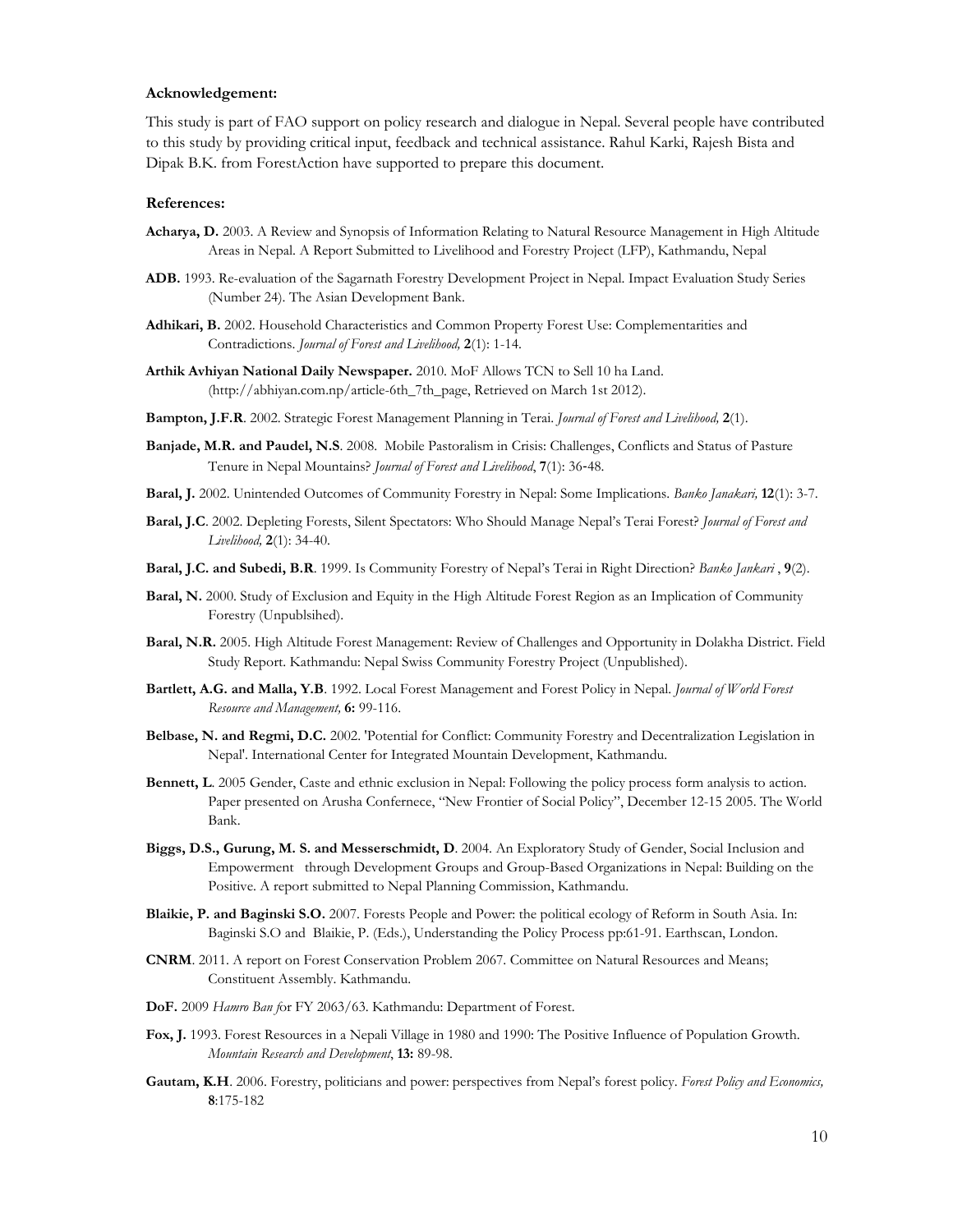**Acknowledgement:**

This study is part of FAO support on policy research and dialogue in Nepal. Several people have contributed to this study by providing critical input, feedback and technical assistance. Rahul Karki, Rajesh Bista and Dipak B.K. from ForestAction have supported to prepare this document.

**References:**

**Acharya, D.** 2003. A Review and Synopsis of Information Relating to Natural Resource Management in High Altitude Areas in Nepal. A Report Submitted to Livelihood and Forestry Project (LFP), Kathmandu, Nepal

**ADB.** 1993. Re-evaluation of the Sagarnath Forestry Development Project in Nepal. Impact Evaluation Study Series (Number 24). The Asian Development Bank.

**Adhikari, B.** 2002. Household Characteristics and Common Property Forest Use: Complementarities and Contradictions. *Journal of Forest and Livelihood,* **2**(1): 1-14.

**Arthik Avhiyan National Daily Newspaper.** 2010. MoF Allows TCN to Sell 10 ha Land. (http://abhiyan.com.np/article-6th_7th_page, Retrieved on March 1st 2012).

**Bampton, J.F.R**. 2002. Strategic Forest Management Planning in Terai. *Journal of Forest and Livelihood,* **2**(1).

**Banjade, M.R. and Paudel, N.S**. 2008. Mobile Pastoralism in Crisis: Challenges, Conflicts and Status of Pasture Tenure in Nepal Mountains? *Journal of Forest and Livelihood*, **7**(1): 36-48.

**Baral, J.** 2002. Unintended Outcomes of Community Forestry in Nepal: Some Implications. *Banko Janakari,* **12**(1): 3-7.

**Baral, J.C**. 2002. Depleting Forests, Silent Spectators: Who Should Manage Nepal's Terai Forest? *Journal of Forest and Livelihood,* **2**(1): 34-40.

**Baral, J.C. and Subedi, B.R**. 1999. Is Community Forestry of Nepal's Terai in Right Direction? *Banko Jankari* , **9**(2).

**Baral, N.** 2000. Study of Exclusion and Equity in the High Altitude Forest Region as an Implication of Community Forestry (Unpublsihed).

**Baral, N.R.** 2005. High Altitude Forest Management: Review of Challenges and Opportunity in Dolakha District. Field Study Report. Kathmandu: Nepal Swiss Community Forestry Project (Unpublished).

**Bartlett, A.G. and Malla, Y.B**. 1992. Local Forest Management and Forest Policy in Nepal. *Journal of World Forest Resource and Management,* **6:** 99-116.

**Belbase, N. and Regmi, D.C.** 2002. 'Potential for Conflict: Community Forestry and Decentralization Legislation in Nepal'. International Center for Integrated Mountain Development, Kathmandu.

**Bennett, L**. 2005 Gender, Caste and ethnic exclusion in Nepal: Following the policy process form analysis to action. Paper presented on Arusha Confernece, "New Frontier of Social Policy", December 12-15 2005. The World Bank.

**Biggs, D.S., Gurung, M. S. and Messerschmidt, D**. 2004. An Exploratory Study of Gender, Social Inclusion and Empowerment through Development Groups and Group-Based Organizations in Nepal: Building on the Positive. A report submitted to Nepal Planning Commission, Kathmandu.

**Blaikie, P. and Baginski S.O.** 2007. Forests People and Power: the political ecology of Reform in South Asia. In: Baginski S.O and Blaikie, P. (Eds.), Understanding the Policy Process pp:61-91. Earthscan, London.

**CNRM**. 2011. A report on Forest Conservation Problem 2067. Committee on Natural Resources and Means; Constituent Assembly. Kathmandu.

**DoF.** 2009 *Hamro Ban f*or FY 2063/63. Kathmandu: Department of Forest.

**Fox, J.** 1993. Forest Resources in a Nepali Village in 1980 and 1990: The Positive Influence of Population Growth. *Mountain Research and Development*, **13:** 89-98.

**Gautam, K.H**. 2006. Forestry, politicians and power: perspectives from Nepal's forest policy. *Forest Policy and Economics,* **8**:175-182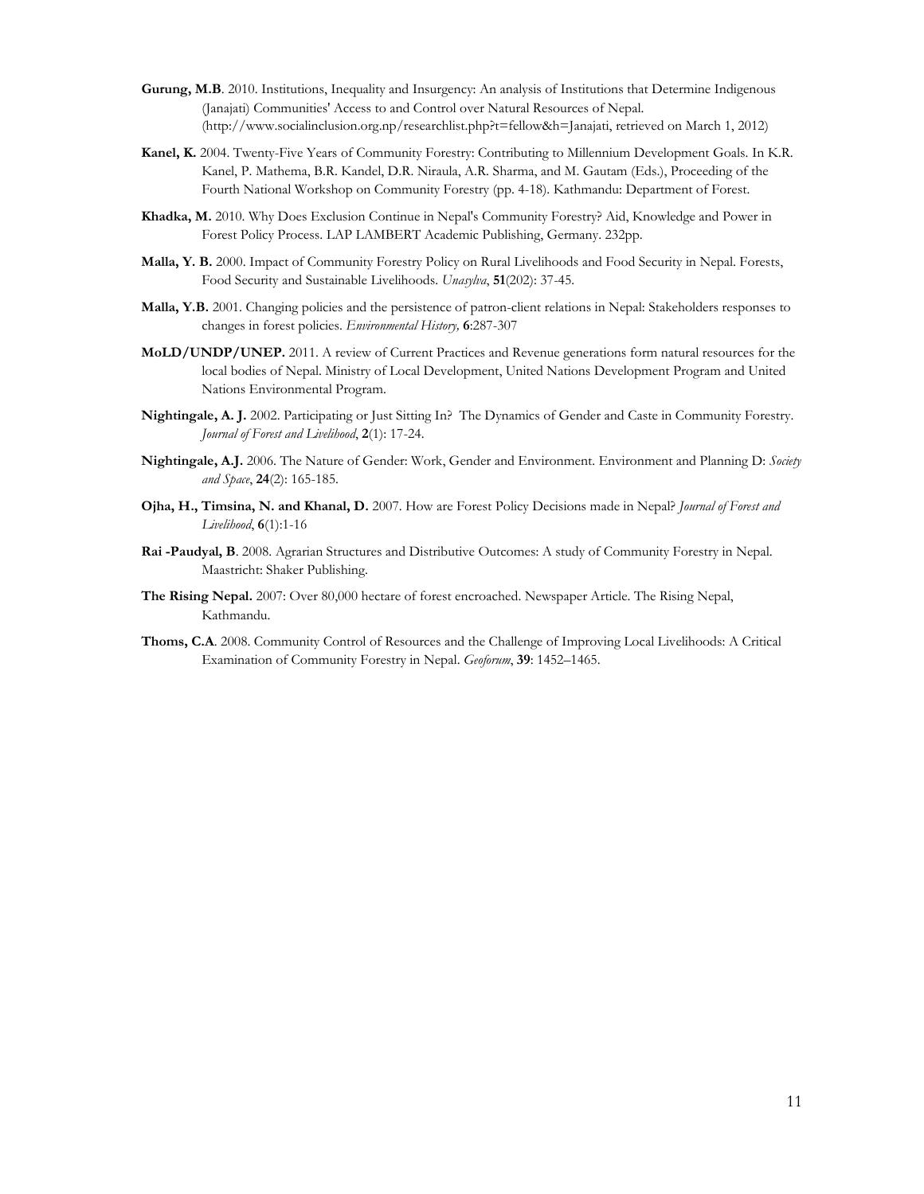**Gurung, M.B**. 2010. Institutions, Inequality and Insurgency: An analysis of Institutions that Determine Indigenous (Janajati) Communities' Access to and Control over Natural Resources of Nepal. (http://www.socialinclusion.org.np/researchlist.php?t=fellow&h=Janajati, retrieved on March 1, 2012)

**Kanel, K.** 2004. Twenty-Five Years of Community Forestry: Contributing to Millennium Development Goals. In K.R. Kanel, P. Mathema, B.R. Kandel, D.R. Niraula, A.R. Sharma, and M. Gautam (Eds.), Proceeding of the Fourth National Workshop on Community Forestry (pp. 4-18). Kathmandu: Department of Forest.

**Khadka, M.** 2010. Why Does Exclusion Continue in Nepal's Community Forestry? Aid, Knowledge and Power in Forest Policy Process. LAP LAMBERT Academic Publishing, Germany. 232pp.

**Malla, Y. B.** 2000. Impact of Community Forestry Policy on Rural Livelihoods and Food Security in Nepal. Forests, Food Security and Sustainable Livelihoods. *Unasylva*, **51**(202): 37-45.

**Malla, Y.B.** 2001. Changing policies and the persistence of patron-client relations in Nepal: Stakeholders responses to changes in forest policies. *Environmental History,* **6**:287-307

**MoLD/UNDP/UNEP.** 2011. A review of Current Practices and Revenue generations form natural resources for the local bodies of Nepal. Ministry of Local Development, United Nations Development Program and United Nations Environmental Program.

**Nightingale, A. J.** 2002. Participating or Just Sitting In? The Dynamics of Gender and Caste in Community Forestry. *Journal of Forest and Livelihood*, **2**(1): 17-24.

**Nightingale, A.J.** 2006. The Nature of Gender: Work, Gender and Environment. Environment and Planning D: *Society and Space*, **24**(2): 165-185.

**Ojha, H., Timsina, N. and Khanal, D.** 2007. How are Forest Policy Decisions made in Nepal? *Journal of Forest and Livelihood*, **6**(1):1-16

**Rai -Paudyal, B**. 2008. Agrarian Structures and Distributive Outcomes: A study of Community Forestry in Nepal. Maastricht: Shaker Publishing.

**The Rising Nepal.** 2007: Over 80,000 hectare of forest encroached. Newspaper Article. The Rising Nepal, Kathmandu.

**Thoms, C.A**. 2008. Community Control of Resources and the Challenge of Improving Local Livelihoods: A Critical Examination of Community Forestry in Nepal. *Geoforum*, **39**: 1452–1465.